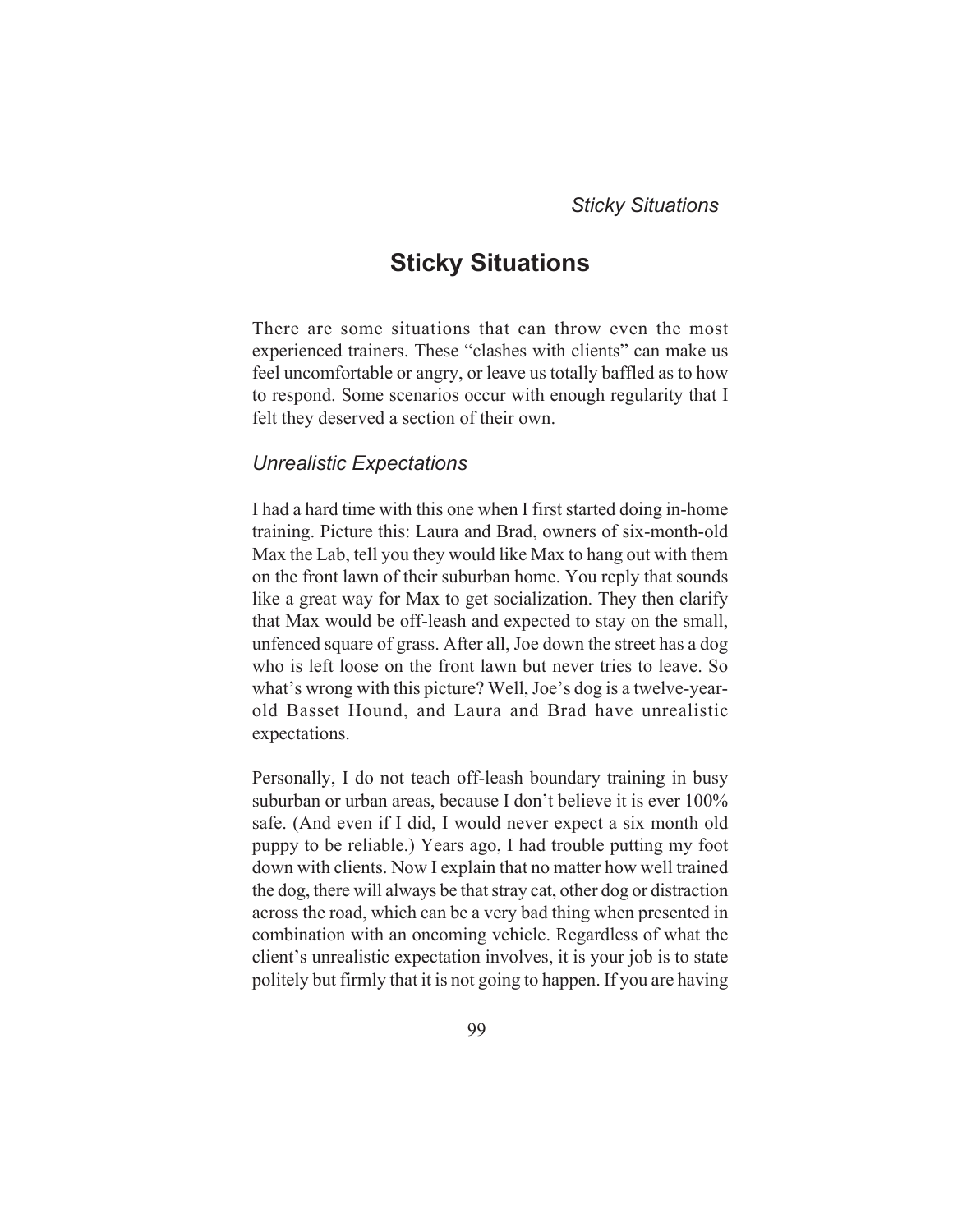# Sticky Situations

There are some situations that can throw even the most experienced trainers. These "clashes with clients" can make us feel uncomfortable or angry, or leave us totally baffled as to how to respond. Some scenarios occur with enough regularity that I felt they deserved a section of their own.

## *Unrealistic Expectations*

I had a hard time with this one when I first started doing in-home training. Picture this: Laura and Brad, owners of six-month-old Max the Lab, tell you they would like Max to hang out with them on the front lawn of their suburban home. You reply that sounds like a great way for Max to get socialization. They then clarify that Max would be off-leash and expected to stay on the small, unfenced square of grass. After all, Joe down the street has a dog who is left loose on the front lawn but never tries to leave. So what's wrong with this picture? Well, Joe's dog is a twelve-year-old Basset Hound, and Laura and Brad have unrealistic expectations.

Personally, I do not teach off-leash boundary training in busy suburban or urban areas, because I don't believe it is ever 100% safe. (And even if I did, I would never expect a six month old puppy to be reliable.) Years ago, I had trouble putting my foot down with clients. Now I explain that no matter how well trained the dog, there will always be that stray cat, other dog or distraction across the road, which can be a very bad thing when presented in combination with an oncoming vehicle. Regardless of what the client's unrealistic expectation involves, it is your job is to state politely but firmly that it is not going to happen. If you are having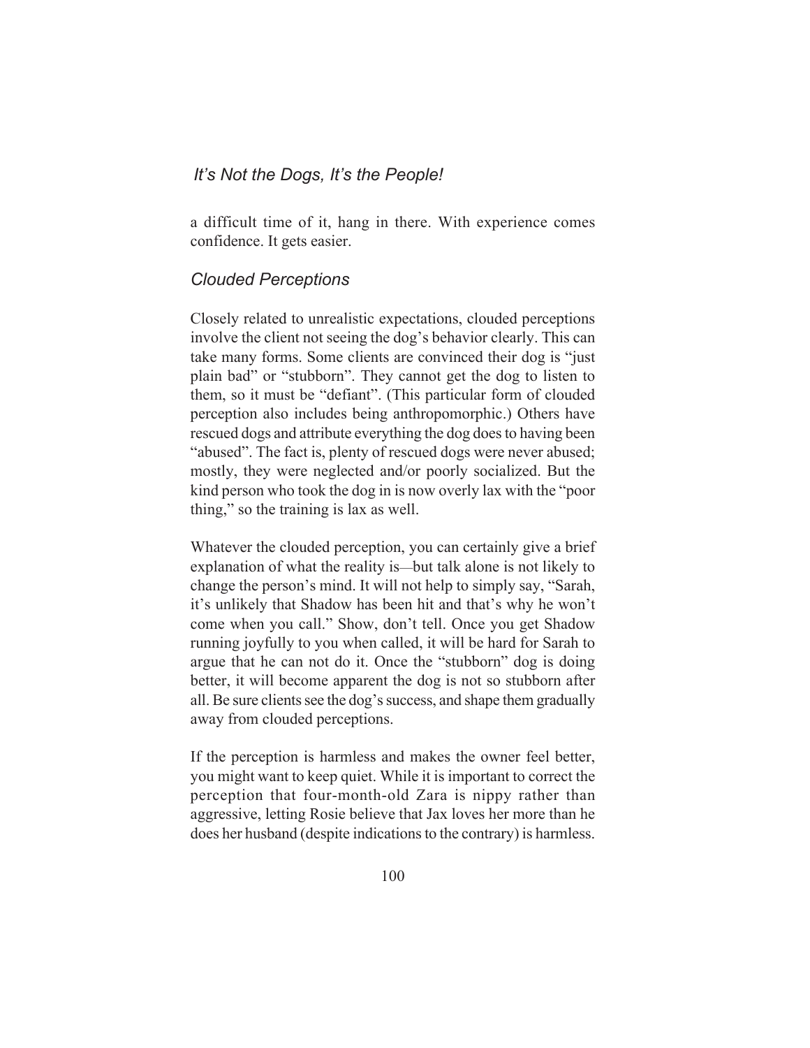a difficult time of it, hang in there. With experience comes confidence. It gets easier.

## *Clouded Perceptions*

Closely related to unrealistic expectations, clouded perceptions involve the client not seeing the dog's behavior clearly. This can take many forms. Some clients are convinced their dog is "just plain bad" or "stubborn". They cannot get the dog to listen to them, so it must be "defiant". (This particular form of clouded perception also includes being anthropomorphic.) Others have rescued dogs and attribute everything the dog does to having been "abused". The fact is, plenty of rescued dogs were never abused; mostly, they were neglected and/or poorly socialized. But the kind person who took the dog in is now overly lax with the "poor thing," so the training is lax as well.

Whatever the clouded perception, you can certainly give a brief explanation of what the reality is—but talk alone is not likely to change the person's mind. It will not help to simply say, "Sarah, it's unlikely that Shadow has been hit and that's why he won't come when you call." Show, don't tell. Once you get Shadow running joyfully to you when called, it will be hard for Sarah to argue that he can not do it. Once the "stubborn" dog is doing better, it will become apparent the dog is not so stubborn after all. Be sure clients see the dog's success, and shape them gradually away from clouded perceptions.

If the perception is harmless and makes the owner feel better, you might want to keep quiet. While it is important to correct the perception that four-month-old Zara is nippy rather than aggressive, letting Rosie believe that Jax loves her more than he does her husband (despite indications to the contrary) is harmless.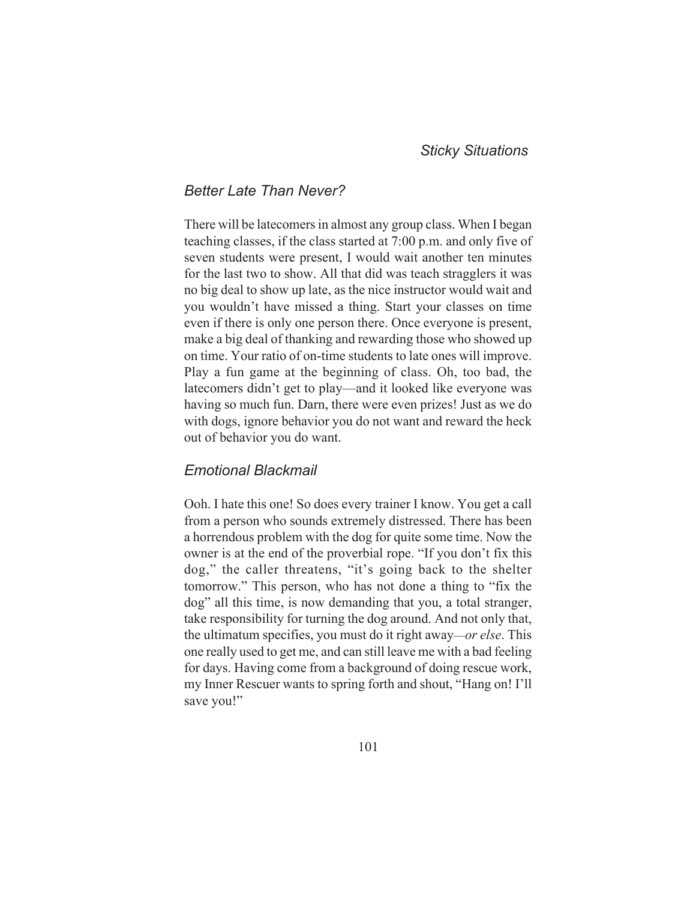## Better Late Than Never?

There will be latecomers in almost any group class. When I began teaching classes, if the class started at 7:00 p.m. and only five of seven students were present, I would wait another ten minutes for the last two to show. All that did was teach stragglers it was no big deal to show up late, as the nice instructor would wait and you wouldn't have missed a thing. Start your classes on time even if there is only one person there. Once everyone is present, make a big deal of thanking and rewarding those who showed up on time. Your ratio of on-time students to late ones will improve. Play a fun game at the beginning of class. Oh, too bad, the latecomers didn't get to play—and it looked like everyone was having so much fun. Darn, there were even prizes! Just as we do with dogs, ignore behavior you do not want and reward the heck out of behavior you do want.

## Emotional Blackmail

Ooh. I hate this one! So does every trainer I know. You get a call from a person who sounds extremely distressed. There has been a horrendous problem with the dog for quite some time. Now the owner is at the end of the proverbial rope. "If you don't fix this dog," the caller threatens, "it's going back to the shelter tomorrow." This person, who has not done a thing to "fix the dog" all this time, is now demanding that you, a total stranger, take responsibility for turning the dog around. And not only that, the ultimatum specifies, you must do it right away—*or else*. This one really used to get me, and can still leave me with a bad feeling for days. Having come from a background of doing rescue work, my Inner Rescuer wants to spring forth and shout, "Hang on! I'll save you!"